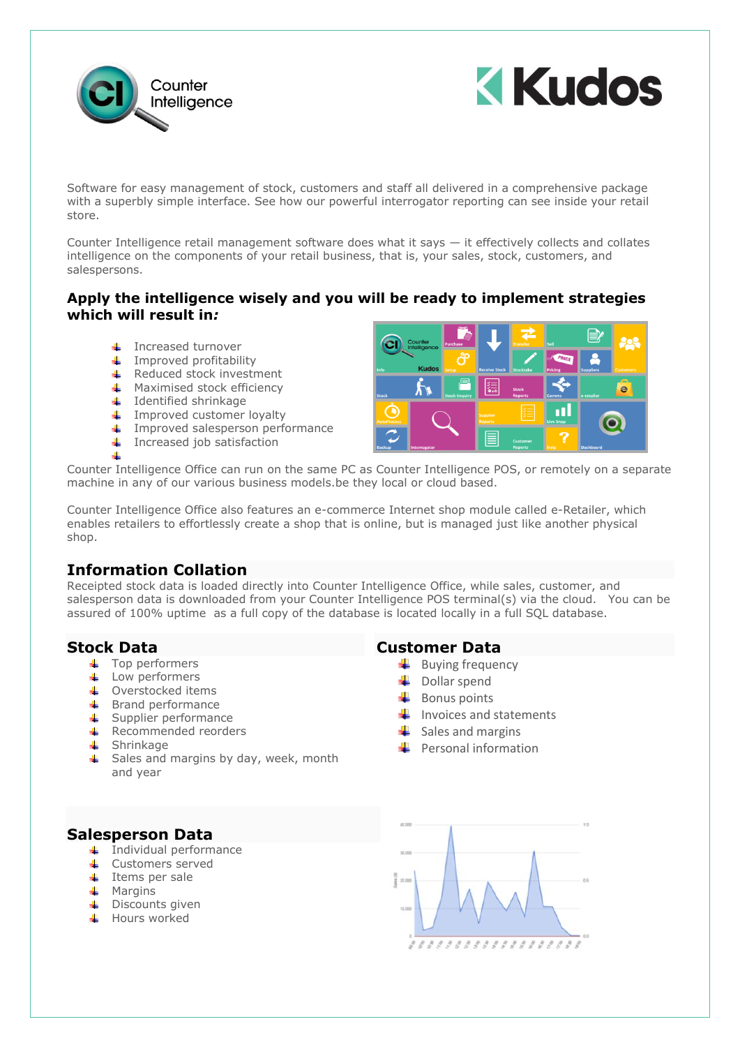Counter Intelligence

Kudos

Software for easy management of stock, customers and staff all delivered in a comprehensive package with a superbly simple interface. See how our powerful interrogator reporting can see inside your retail store.

Counter Intelligence retail management software does what it says — it effectively collects and collates intelligence on the components of your retail business, that is, your sales, stock, customers, and salespersons.

## Apply the intelligence wisely and you will be ready to implement strategies which will result in*:*

- Increased turnover
- Improved profitability
- Reduced stock investment
- Maximised stock efficiency
- Identified shrinkage
- Improved customer loyalty
- Improved salesperson performance
- Increased job satisfaction

Counter Intelligence Office can run on the same PC as Counter Intelligence POS, or remotely on a separate machine in any of our various business models.be they local or cloud based.

Counter Intelligence Office also features an e-commerce Internet shop module called e-Retailer, which enables retailers to effortlessly create a shop that is online, but is managed just like another physical shop.

## Information Collation

Receipted stock data is loaded directly into Counter Intelligence Office, while sales, customer, and salesperson data is downloaded from your Counter Intelligence POS terminal(s) via the cloud. You can be assured of 100% uptime as a full copy of the database is located locally in a full SQL database.

## Stock Data

- Top performers
- Low performers
- Overstocked items
- Brand performance
- Supplier performance
- Recommended reorders
- Shrinkage
- Sales and margins by day, week, month and year

## Customer Data

- Buying frequency
- Dollar spend
- Bonus points
- Invoices and statements
- Sales and margins
- Personal information

## Salesperson Data

- Individual performance
- Customers served
- Items per sale
- Margins
- Discounts given
- Hours worked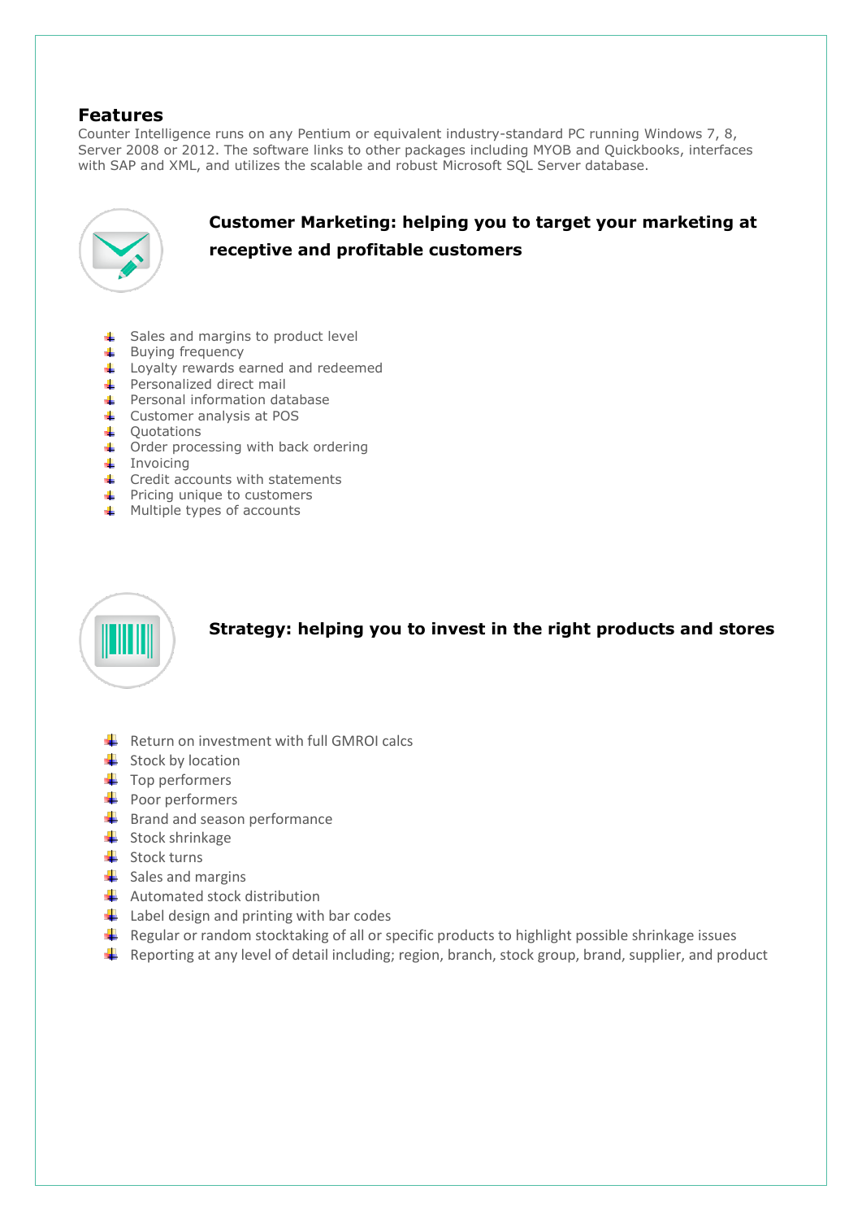## Features

Counter Intelligence runs on any Pentium or equivalent industry-standard PC running Windows 7, 8, Server 2008 or 2012. The software links to other packages including MYOB and Quickbooks, interfaces with SAP and XML, and utilizes the scalable and robust Microsoft SQL Server database.

### Customer Marketing: helping you to target your marketing at receptive and profitable customers

- Sales and margins to product level
- Buying frequency
- Loyalty rewards earned and redeemed
- Personalized direct mail
- Personal information database
- Customer analysis at POS
- Quotations
- Order processing with back ordering
- Invoicing
- Credit accounts with statements
- Pricing unique to customers
- Multiple types of accounts

### Strategy: helping you to invest in the right products and stores

- Return on investment with full GMROI calcs
- Stock by location
- Top performers
- Poor performers
- Brand and season performance
- Stock shrinkage
- Stock turns
- Sales and margins
- Automated stock distribution
- Label design and printing with bar codes
- Regular or random stocktaking of all or specific products to highlight possible shrinkage issues
- Reporting at any level of detail including; region, branch, stock group, brand, supplier, and product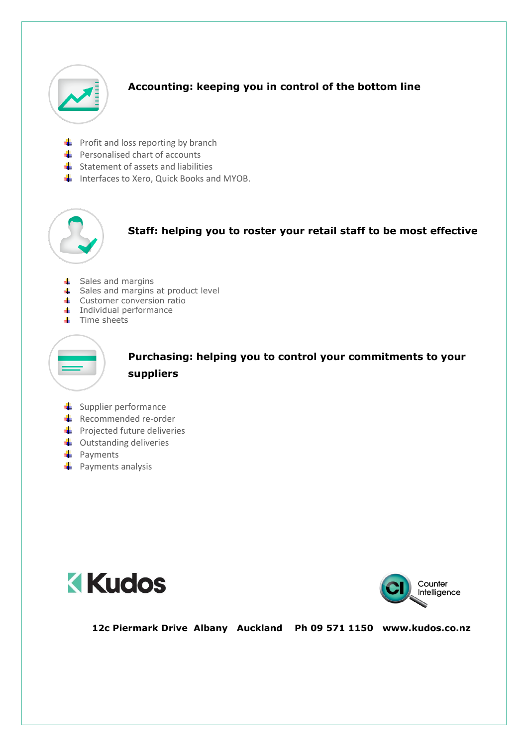## Accounting: keeping you in control of the bottom line

- Profit and loss reporting by branch
- Personalised chart of accounts
- Statement of assets and liabilities
- Interfaces to Xero, Quick Books and MYOB.

## Staff: helping you to roster your retail staff to be most effective

- Sales and margins
- Sales and margins at product level
- Customer conversion ratio
- Individual performance
- Time sheets

## Purchasing: helping you to control your commitments to your suppliers

- Supplier performance
- Recommended re-order
- Projected future deliveries
- Outstanding deliveries
- Payments
- Payments analysis

Kudos

Counter Intelligence

**12c Piermark Drive Albany Auckland Ph 09 571 1150 www.kudos.co.nz**